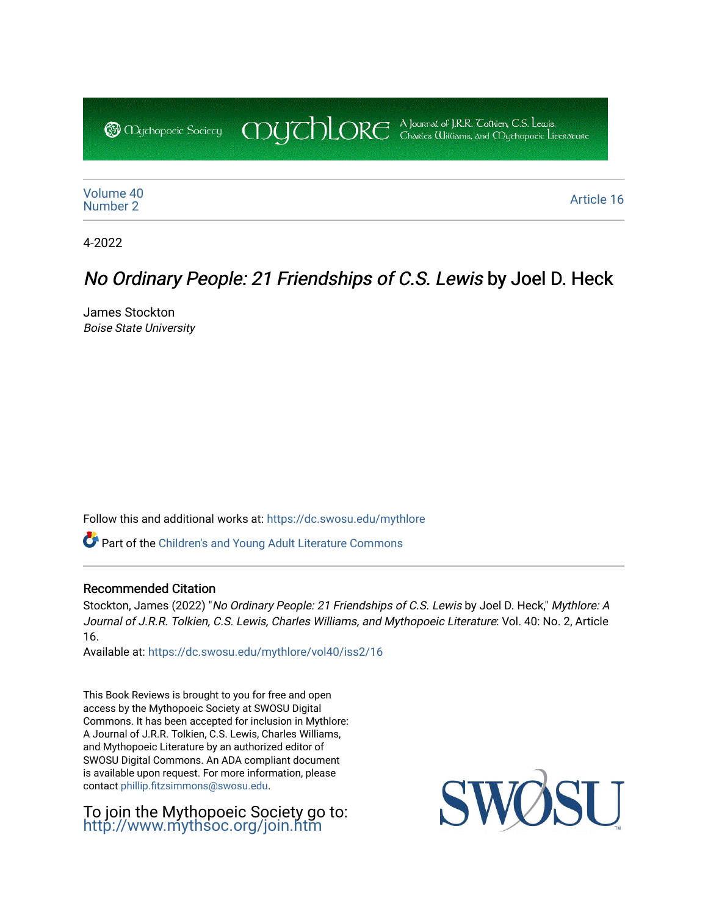Volume 40
Number 2

Article 16

4-2022

# *No Ordinary People: 21 Friendships of C.S. Lewis* by Joel D. Heck

James Stockton
*Boise State University*

Follow this and additional works at: https://dc.swosu.edu/mythlore

Part of the Children's and Young Adult Literature Commons

## Recommended Citation

Stockton, James (2022) "*No Ordinary People: 21 Friendships of C.S. Lewis* by Joel D. Heck," *Mythlore: A Journal of J.R.R. Tolkien, C.S. Lewis, Charles Williams, and Mythopoeic Literature*: Vol. 40: No. 2, Article 16.
Available at: https://dc.swosu.edu/mythlore/vol40/iss2/16

This Book Reviews is brought to you for free and open access by the Mythopoeic Society at SWOSU Digital Commons. It has been accepted for inclusion in Mythlore: A Journal of J.R.R. Tolkien, C.S. Lewis, Charles Williams, and Mythopoeic Literature by an authorized editor of SWOSU Digital Commons. An ADA compliant document is available upon request. For more information, please contact phillip.fitzsimmons@swosu.edu.

To join the Mythopoeic Society go to:
http://www.mythsoc.org/join.htm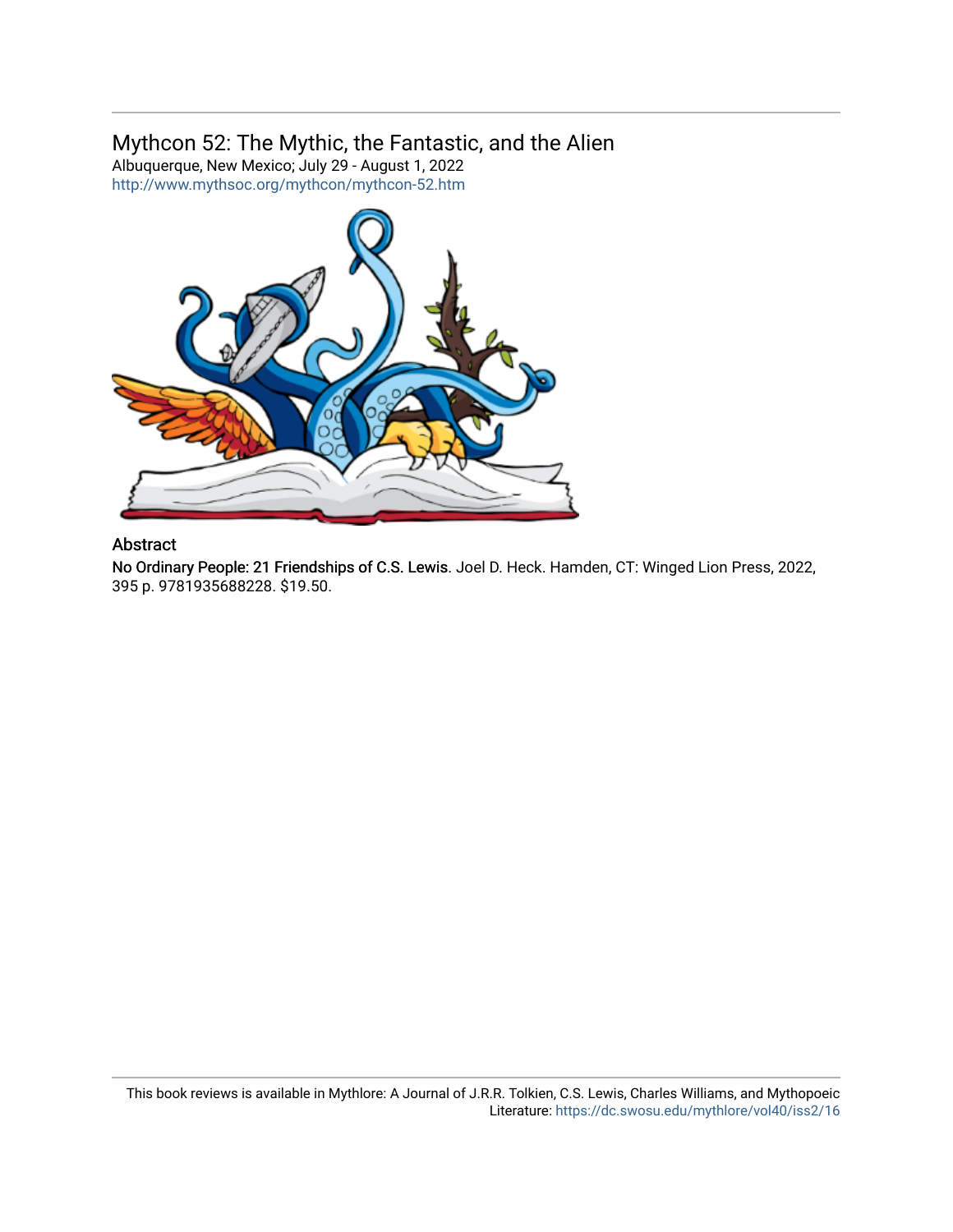# Mythcon 52: The Mythic, the Fantastic, and the Alien

Albuquerque, New Mexico; July 29 - August 1, 2022

http://www.mythsoc.org/mythcon/mythcon-52.htm

## Abstract

**No Ordinary People: 21 Friendships of C.S. Lewis**. Joel D. Heck. Hamden, CT: Winged Lion Press, 2022, 395 p. 9781935688228. $19.50.

This book reviews is available in Mythlore: A Journal of J.R.R. Tolkien, C.S. Lewis, Charles Williams, and Mythopoeic Literature: https://dc.swosu.edu/mythlore/vol40/iss2/16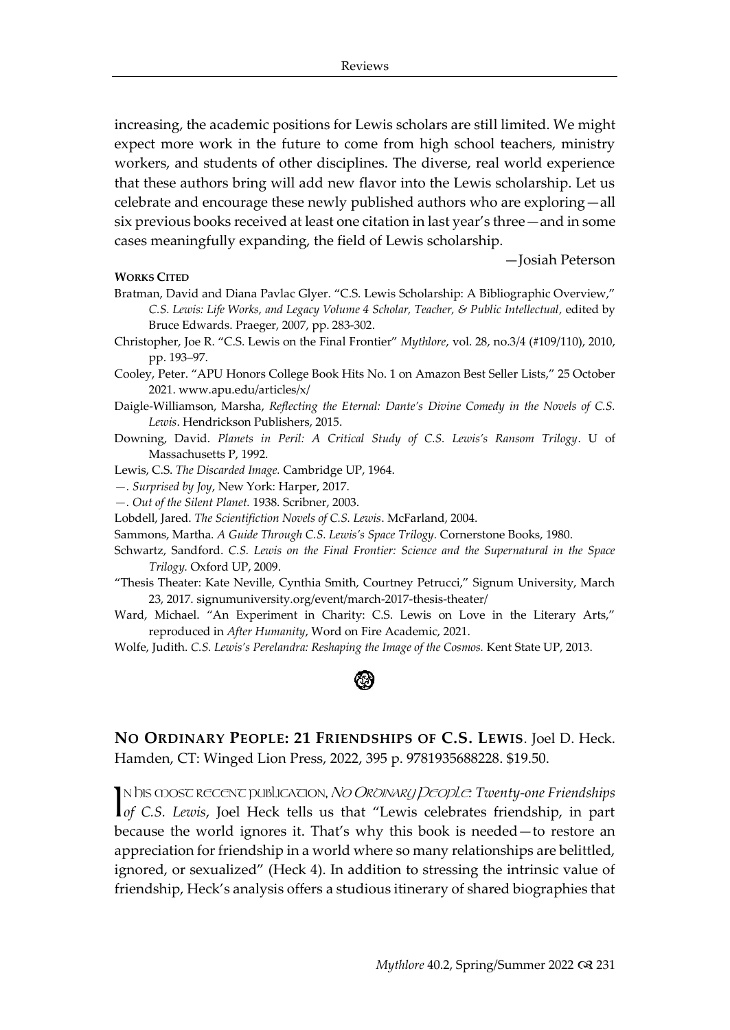increasing, the academic positions for Lewis scholars are still limited. We might expect more work in the future to come from high school teachers, ministry workers, and students of other disciplines. The diverse, real world experience that these authors bring will add new flavor into the Lewis scholarship. Let us celebrate and encourage these newly published authors who are exploring—all six previous books received at least one citation in last year's three—and in some cases meaningfully expanding, the field of Lewis scholarship.

—Josiah Peterson

**WORKS CITED**

Bratman, David and Diana Pavlac Glyer. "C.S. Lewis Scholarship: A Bibliographic Overview," *C.S. Lewis: Life Works, and Legacy Volume 4 Scholar, Teacher, & Public Intellectual*, edited by Bruce Edwards. Praeger, 2007, pp. 283-302.

Christopher, Joe R. "C.S. Lewis on the Final Frontier" *Mythlore*, vol. 28, no.3/4 (#109/110), 2010, pp. 193–97.

Cooley, Peter. "APU Honors College Book Hits No. 1 on Amazon Best Seller Lists," 25 October 2021. www.apu.edu/articles/x/

Daigle-Williamson, Marsha, *Reflecting the Eternal: Dante's Divine Comedy in the Novels of C.S. Lewis*. Hendrickson Publishers, 2015.

Downing, David. *Planets in Peril: A Critical Study of C.S. Lewis's Ransom Trilogy*. U of Massachusetts P, 1992.

Lewis, C.S. *The Discarded Image.* Cambridge UP, 1964.

—. *Surprised by Joy*, New York: Harper, 2017.

—. *Out of the Silent Planet.* 1938. Scribner, 2003.

Lobdell, Jared. *The Scientifiction Novels of C.S. Lewis*. McFarland, 2004.

Sammons, Martha. *A Guide Through C.S. Lewis's Space Trilogy.* Cornerstone Books, 1980.

Schwartz, Sandford. *C.S. Lewis on the Final Frontier: Science and the Supernatural in the Space Trilogy.* Oxford UP, 2009.

"Thesis Theater: Kate Neville, Cynthia Smith, Courtney Petrucci," Signum University, March 23, 2017. signumuniversity.org/event/march-2017-thesis-theater/

Ward, Michael. "An Experiment in Charity: C.S. Lewis on Love in the Literary Arts," reproduced in *After Humanity*, Word on Fire Academic, 2021.

Wolfe, Judith. *C.S. Lewis's Perelandra: Reshaping the Image of the Cosmos.* Kent State UP, 2013.

## NO ORDINARY PEOPLE: 21 FRIENDSHIPS OF C.S. LEWIS. Joel D. Heck. Hamden, CT: Winged Lion Press, 2022, 395 p. 9781935688228. $19.50.

In his most recent publication, *No Ordinary People: Twenty-one Friendships of C.S. Lewis*, Joel Heck tells us that "Lewis celebrates friendship, in part because the world ignores it. That's why this book is needed—to restore an appreciation for friendship in a world where so many relationships are belittled, ignored, or sexualized" (Heck 4). In addition to stressing the intrinsic value of friendship, Heck's analysis offers a studious itinerary of shared biographies that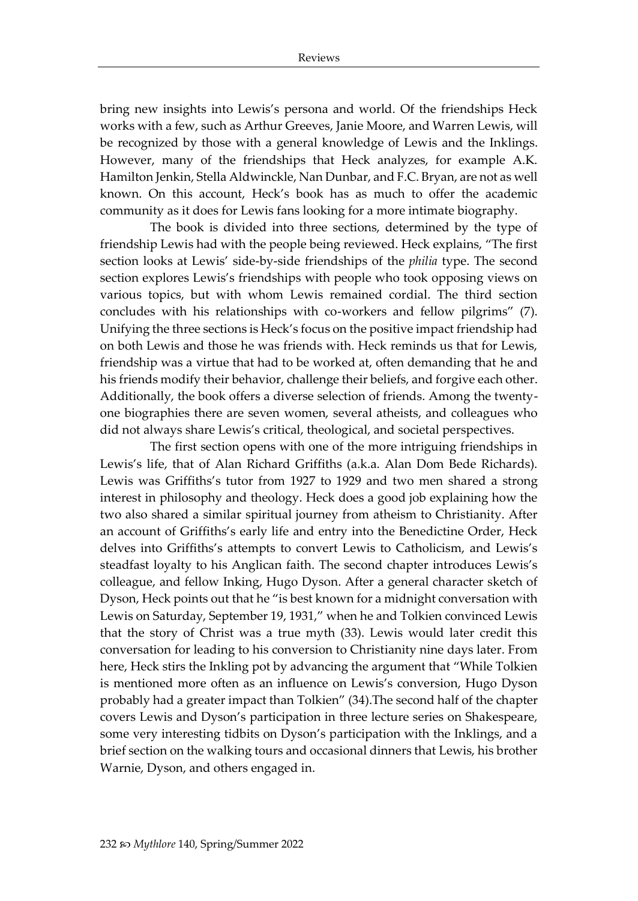bring new insights into Lewis's persona and world. Of the friendships Heck works with a few, such as Arthur Greeves, Janie Moore, and Warren Lewis, will be recognized by those with a general knowledge of Lewis and the Inklings. However, many of the friendships that Heck analyzes, for example A.K. Hamilton Jenkin, Stella Aldwinckle, Nan Dunbar, and F.C. Bryan, are not as well known. On this account, Heck's book has as much to offer the academic community as it does for Lewis fans looking for a more intimate biography.

The book is divided into three sections, determined by the type of friendship Lewis had with the people being reviewed. Heck explains, "The first section looks at Lewis' side-by-side friendships of the *philia* type. The second section explores Lewis's friendships with people who took opposing views on various topics, but with whom Lewis remained cordial. The third section concludes with his relationships with co-workers and fellow pilgrims" (7). Unifying the three sections is Heck's focus on the positive impact friendship had on both Lewis and those he was friends with. Heck reminds us that for Lewis, friendship was a virtue that had to be worked at, often demanding that he and his friends modify their behavior, challenge their beliefs, and forgive each other. Additionally, the book offers a diverse selection of friends. Among the twenty-one biographies there are seven women, several atheists, and colleagues who did not always share Lewis's critical, theological, and societal perspectives.

The first section opens with one of the more intriguing friendships in Lewis's life, that of Alan Richard Griffiths (a.k.a. Alan Dom Bede Richards). Lewis was Griffiths's tutor from 1927 to 1929 and two men shared a strong interest in philosophy and theology. Heck does a good job explaining how the two also shared a similar spiritual journey from atheism to Christianity. After an account of Griffiths's early life and entry into the Benedictine Order, Heck delves into Griffiths's attempts to convert Lewis to Catholicism, and Lewis's steadfast loyalty to his Anglican faith. The second chapter introduces Lewis's colleague, and fellow Inking, Hugo Dyson. After a general character sketch of Dyson, Heck points out that he "is best known for a midnight conversation with Lewis on Saturday, September 19, 1931," when he and Tolkien convinced Lewis that the story of Christ was a true myth (33). Lewis would later credit this conversation for leading to his conversion to Christianity nine days later. From here, Heck stirs the Inkling pot by advancing the argument that "While Tolkien is mentioned more often as an influence on Lewis's conversion, Hugo Dyson probably had a greater impact than Tolkien" (34).The second half of the chapter covers Lewis and Dyson's participation in three lecture series on Shakespeare, some very interesting tidbits on Dyson's participation with the Inklings, and a brief section on the walking tours and occasional dinners that Lewis, his brother Warnie, Dyson, and others engaged in.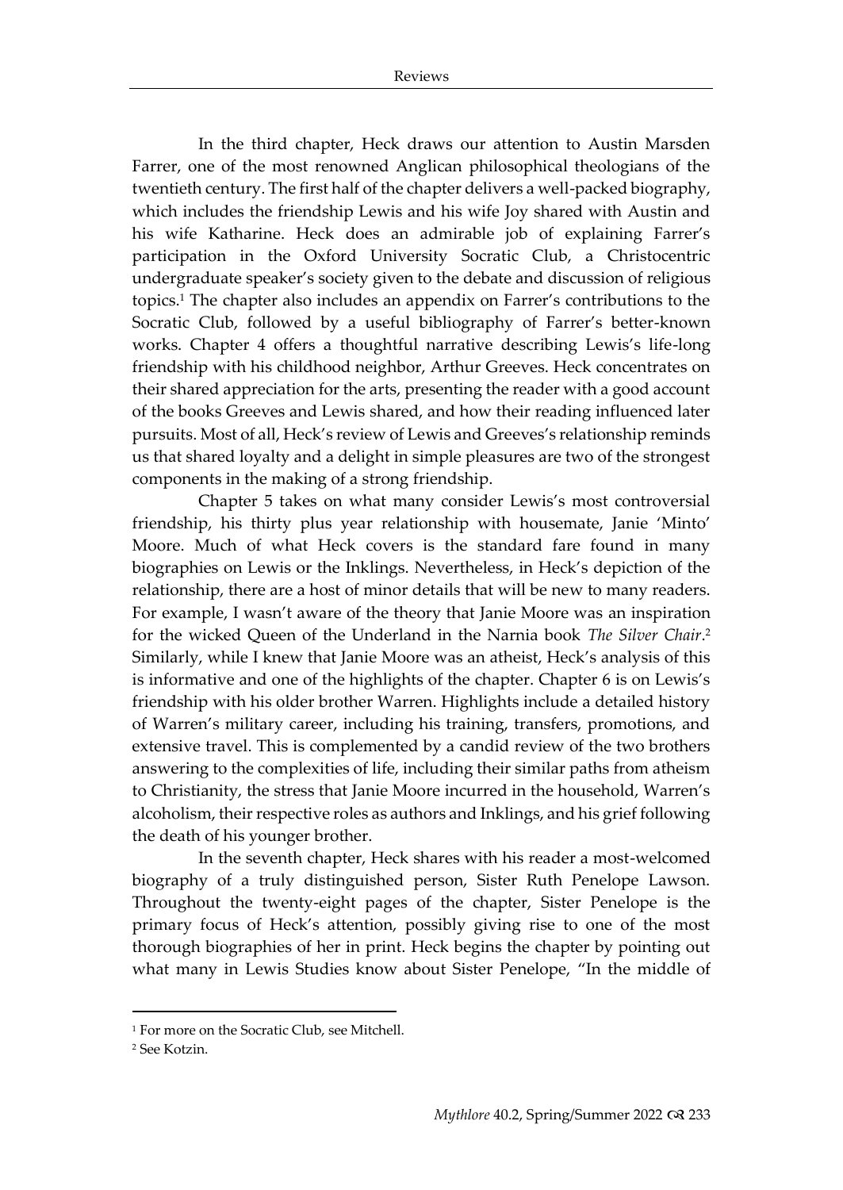In the third chapter, Heck draws our attention to Austin Marsden Farrer, one of the most renowned Anglican philosophical theologians of the twentieth century. The first half of the chapter delivers a well-packed biography, which includes the friendship Lewis and his wife Joy shared with Austin and his wife Katharine. Heck does an admirable job of explaining Farrer's participation in the Oxford University Socratic Club, a Christocentric undergraduate speaker's society given to the debate and discussion of religious topics.[1] The chapter also includes an appendix on Farrer's contributions to the Socratic Club, followed by a useful bibliography of Farrer's better-known works. Chapter 4 offers a thoughtful narrative describing Lewis's life-long friendship with his childhood neighbor, Arthur Greeves. Heck concentrates on their shared appreciation for the arts, presenting the reader with a good account of the books Greeves and Lewis shared, and how their reading influenced later pursuits. Most of all, Heck's review of Lewis and Greeves's relationship reminds us that shared loyalty and a delight in simple pleasures are two of the strongest components in the making of a strong friendship.

Chapter 5 takes on what many consider Lewis's most controversial friendship, his thirty plus year relationship with housemate, Janie 'Minto' Moore. Much of what Heck covers is the standard fare found in many biographies on Lewis or the Inklings. Nevertheless, in Heck's depiction of the relationship, there are a host of minor details that will be new to many readers. For example, I wasn't aware of the theory that Janie Moore was an inspiration for the wicked Queen of the Underland in the Narnia book *The Silver Chair*.[2] Similarly, while I knew that Janie Moore was an atheist, Heck's analysis of this is informative and one of the highlights of the chapter. Chapter 6 is on Lewis's friendship with his older brother Warren. Highlights include a detailed history of Warren's military career, including his training, transfers, promotions, and extensive travel. This is complemented by a candid review of the two brothers answering to the complexities of life, including their similar paths from atheism to Christianity, the stress that Janie Moore incurred in the household, Warren's alcoholism, their respective roles as authors and Inklings, and his grief following the death of his younger brother.

In the seventh chapter, Heck shares with his reader a most-welcomed biography of a truly distinguished person, Sister Ruth Penelope Lawson. Throughout the twenty-eight pages of the chapter, Sister Penelope is the primary focus of Heck's attention, possibly giving rise to one of the most thorough biographies of her in print. Heck begins the chapter by pointing out what many in Lewis Studies know about Sister Penelope, "In the middle of

---

[1] For more on the Socratic Club, see Mitchell.

[2] See Kotzin.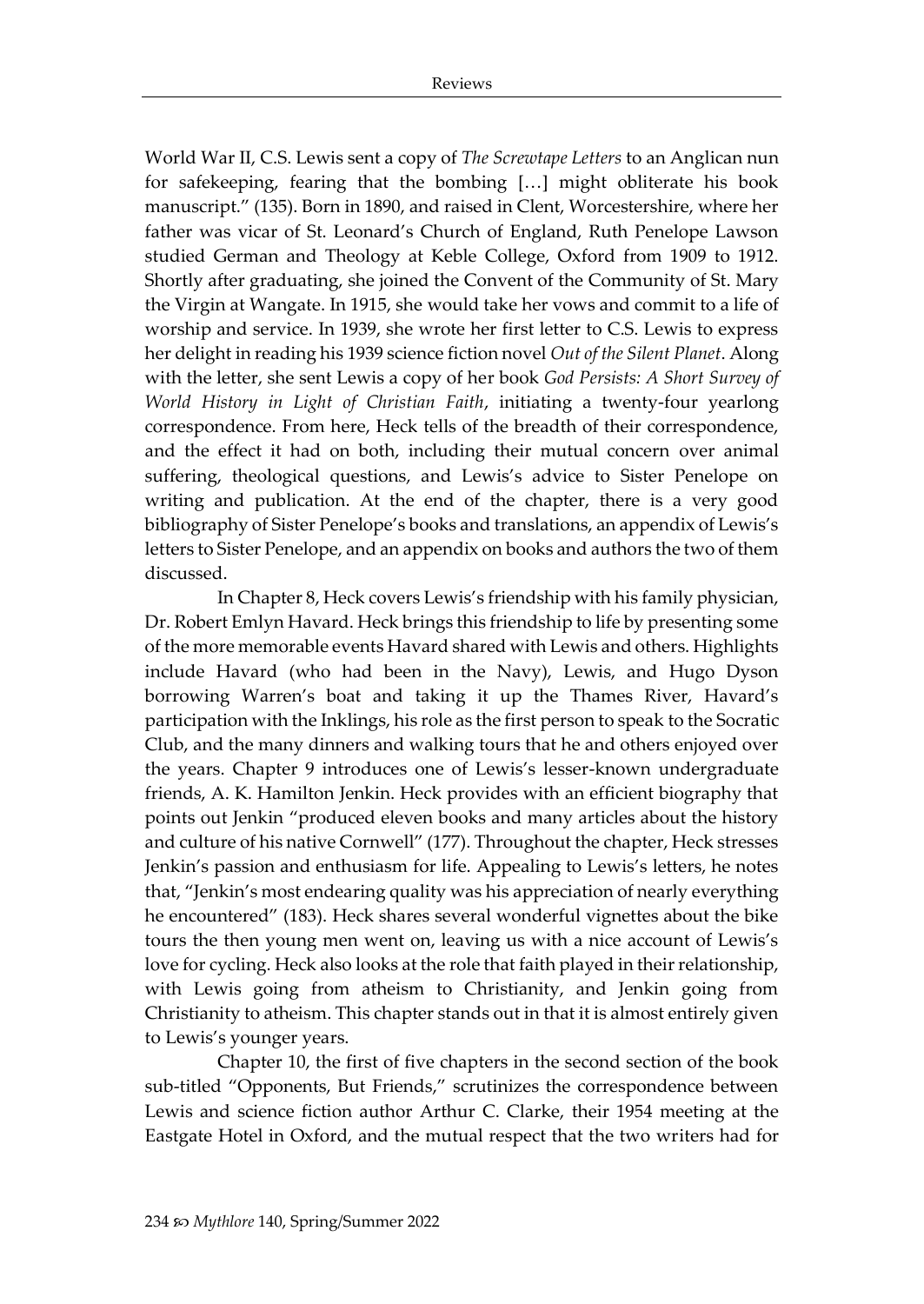World War II, C.S. Lewis sent a copy of *The Screwtape Letters* to an Anglican nun for safekeeping, fearing that the bombing […] might obliterate his book manuscript." (135). Born in 1890, and raised in Clent, Worcestershire, where her father was vicar of St. Leonard's Church of England, Ruth Penelope Lawson studied German and Theology at Keble College, Oxford from 1909 to 1912. Shortly after graduating, she joined the Convent of the Community of St. Mary the Virgin at Wangate. In 1915, she would take her vows and commit to a life of worship and service. In 1939, she wrote her first letter to C.S. Lewis to express her delight in reading his 1939 science fiction novel *Out of the Silent Planet*. Along with the letter, she sent Lewis a copy of her book *God Persists: A Short Survey of World History in Light of Christian Faith*, initiating a twenty-four yearlong correspondence. From here, Heck tells of the breadth of their correspondence, and the effect it had on both, including their mutual concern over animal suffering, theological questions, and Lewis's advice to Sister Penelope on writing and publication. At the end of the chapter, there is a very good bibliography of Sister Penelope's books and translations, an appendix of Lewis's letters to Sister Penelope, and an appendix on books and authors the two of them discussed.

In Chapter 8, Heck covers Lewis's friendship with his family physician, Dr. Robert Emlyn Havard. Heck brings this friendship to life by presenting some of the more memorable events Havard shared with Lewis and others. Highlights include Havard (who had been in the Navy), Lewis, and Hugo Dyson borrowing Warren's boat and taking it up the Thames River, Havard's participation with the Inklings, his role as the first person to speak to the Socratic Club, and the many dinners and walking tours that he and others enjoyed over the years. Chapter 9 introduces one of Lewis's lesser-known undergraduate friends, A. K. Hamilton Jenkin. Heck provides with an efficient biography that points out Jenkin "produced eleven books and many articles about the history and culture of his native Cornwell" (177). Throughout the chapter, Heck stresses Jenkin's passion and enthusiasm for life. Appealing to Lewis's letters, he notes that, "Jenkin's most endearing quality was his appreciation of nearly everything he encountered" (183). Heck shares several wonderful vignettes about the bike tours the then young men went on, leaving us with a nice account of Lewis's love for cycling. Heck also looks at the role that faith played in their relationship, with Lewis going from atheism to Christianity, and Jenkin going from Christianity to atheism. This chapter stands out in that it is almost entirely given to Lewis's younger years.

Chapter 10, the first of five chapters in the second section of the book sub-titled "Opponents, But Friends," scrutinizes the correspondence between Lewis and science fiction author Arthur C. Clarke, their 1954 meeting at the Eastgate Hotel in Oxford, and the mutual respect that the two writers had for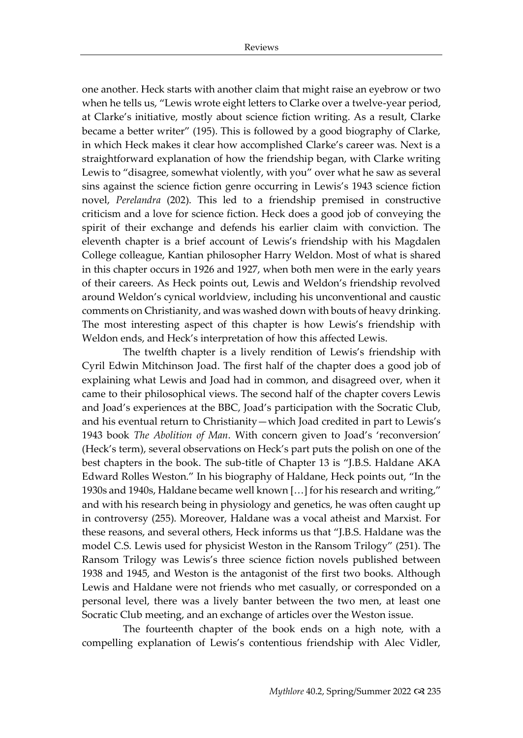one another. Heck starts with another claim that might raise an eyebrow or two when he tells us, "Lewis wrote eight letters to Clarke over a twelve-year period, at Clarke's initiative, mostly about science fiction writing. As a result, Clarke became a better writer" (195). This is followed by a good biography of Clarke, in which Heck makes it clear how accomplished Clarke's career was. Next is a straightforward explanation of how the friendship began, with Clarke writing Lewis to "disagree, somewhat violently, with you" over what he saw as several sins against the science fiction genre occurring in Lewis's 1943 science fiction novel, *Perelandra* (202). This led to a friendship premised in constructive criticism and a love for science fiction. Heck does a good job of conveying the spirit of their exchange and defends his earlier claim with conviction. The eleventh chapter is a brief account of Lewis's friendship with his Magdalen College colleague, Kantian philosopher Harry Weldon. Most of what is shared in this chapter occurs in 1926 and 1927, when both men were in the early years of their careers. As Heck points out, Lewis and Weldon's friendship revolved around Weldon's cynical worldview, including his unconventional and caustic comments on Christianity, and was washed down with bouts of heavy drinking. The most interesting aspect of this chapter is how Lewis's friendship with Weldon ends, and Heck's interpretation of how this affected Lewis.

The twelfth chapter is a lively rendition of Lewis's friendship with Cyril Edwin Mitchinson Joad. The first half of the chapter does a good job of explaining what Lewis and Joad had in common, and disagreed over, when it came to their philosophical views. The second half of the chapter covers Lewis and Joad's experiences at the BBC, Joad's participation with the Socratic Club, and his eventual return to Christianity—which Joad credited in part to Lewis's 1943 book *The Abolition of Man*. With concern given to Joad's 'reconversion' (Heck's term), several observations on Heck's part puts the polish on one of the best chapters in the book. The sub-title of Chapter 13 is "J.B.S. Haldane AKA Edward Rolles Weston." In his biography of Haldane, Heck points out, "In the 1930s and 1940s, Haldane became well known […] for his research and writing," and with his research being in physiology and genetics, he was often caught up in controversy (255). Moreover, Haldane was a vocal atheist and Marxist. For these reasons, and several others, Heck informs us that "J.B.S. Haldane was the model C.S. Lewis used for physicist Weston in the Ransom Trilogy" (251). The Ransom Trilogy was Lewis's three science fiction novels published between 1938 and 1945, and Weston is the antagonist of the first two books. Although Lewis and Haldane were not friends who met casually, or corresponded on a personal level, there was a lively banter between the two men, at least one Socratic Club meeting, and an exchange of articles over the Weston issue.

The fourteenth chapter of the book ends on a high note, with a compelling explanation of Lewis's contentious friendship with Alec Vidler,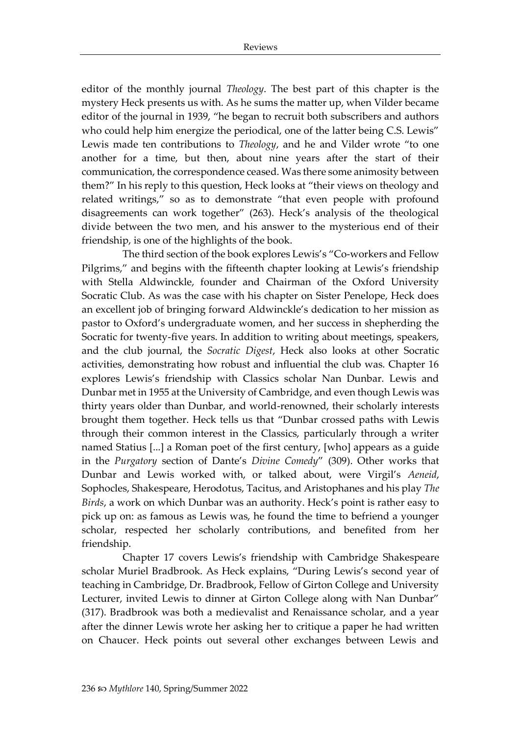editor of the monthly journal *Theology*. The best part of this chapter is the mystery Heck presents us with. As he sums the matter up, when Vilder became editor of the journal in 1939, "he began to recruit both subscribers and authors who could help him energize the periodical, one of the latter being C.S. Lewis" Lewis made ten contributions to *Theology*, and he and Vilder wrote "to one another for a time, but then, about nine years after the start of their communication, the correspondence ceased. Was there some animosity between them?" In his reply to this question, Heck looks at "their views on theology and related writings," so as to demonstrate "that even people with profound disagreements can work together" (263). Heck's analysis of the theological divide between the two men, and his answer to the mysterious end of their friendship, is one of the highlights of the book.

The third section of the book explores Lewis's "Co-workers and Fellow Pilgrims," and begins with the fifteenth chapter looking at Lewis's friendship with Stella Aldwinckle, founder and Chairman of the Oxford University Socratic Club. As was the case with his chapter on Sister Penelope, Heck does an excellent job of bringing forward Aldwinckle's dedication to her mission as pastor to Oxford's undergraduate women, and her success in shepherding the Socratic for twenty-five years. In addition to writing about meetings, speakers, and the club journal, the *Socratic Digest*, Heck also looks at other Socratic activities, demonstrating how robust and influential the club was. Chapter 16 explores Lewis's friendship with Classics scholar Nan Dunbar. Lewis and Dunbar met in 1955 at the University of Cambridge, and even though Lewis was thirty years older than Dunbar, and world-renowned, their scholarly interests brought them together. Heck tells us that "Dunbar crossed paths with Lewis through their common interest in the Classics, particularly through a writer named Statius [...] a Roman poet of the first century, [who] appears as a guide in the *Purgatory* section of Dante's *Divine Comedy*" (309). Other works that Dunbar and Lewis worked with, or talked about, were Virgil's *Aeneid*, Sophocles, Shakespeare, Herodotus, Tacitus, and Aristophanes and his play *The Birds*, a work on which Dunbar was an authority. Heck's point is rather easy to pick up on: as famous as Lewis was, he found the time to befriend a younger scholar, respected her scholarly contributions, and benefited from her friendship.

Chapter 17 covers Lewis's friendship with Cambridge Shakespeare scholar Muriel Bradbrook. As Heck explains, "During Lewis's second year of teaching in Cambridge, Dr. Bradbrook, Fellow of Girton College and University Lecturer, invited Lewis to dinner at Girton College along with Nan Dunbar" (317). Bradbrook was both a medievalist and Renaissance scholar, and a year after the dinner Lewis wrote her asking her to critique a paper he had written on Chaucer. Heck points out several other exchanges between Lewis and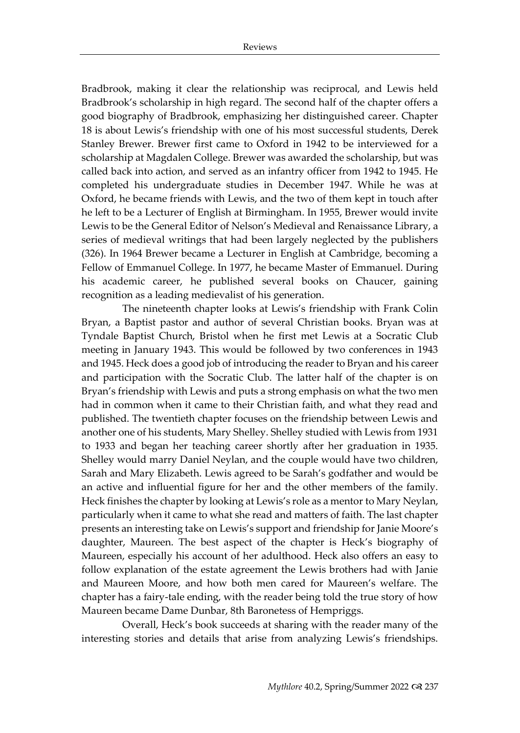Bradbrook, making it clear the relationship was reciprocal, and Lewis held Bradbrook's scholarship in high regard. The second half of the chapter offers a good biography of Bradbrook, emphasizing her distinguished career. Chapter 18 is about Lewis's friendship with one of his most successful students, Derek Stanley Brewer. Brewer first came to Oxford in 1942 to be interviewed for a scholarship at Magdalen College. Brewer was awarded the scholarship, but was called back into action, and served as an infantry officer from 1942 to 1945. He completed his undergraduate studies in December 1947. While he was at Oxford, he became friends with Lewis, and the two of them kept in touch after he left to be a Lecturer of English at Birmingham. In 1955, Brewer would invite Lewis to be the General Editor of Nelson's Medieval and Renaissance Library, a series of medieval writings that had been largely neglected by the publishers (326). In 1964 Brewer became a Lecturer in English at Cambridge, becoming a Fellow of Emmanuel College. In 1977, he became Master of Emmanuel. During his academic career, he published several books on Chaucer, gaining recognition as a leading medievalist of his generation.

The nineteenth chapter looks at Lewis's friendship with Frank Colin Bryan, a Baptist pastor and author of several Christian books. Bryan was at Tyndale Baptist Church, Bristol when he first met Lewis at a Socratic Club meeting in January 1943. This would be followed by two conferences in 1943 and 1945. Heck does a good job of introducing the reader to Bryan and his career and participation with the Socratic Club. The latter half of the chapter is on Bryan's friendship with Lewis and puts a strong emphasis on what the two men had in common when it came to their Christian faith, and what they read and published. The twentieth chapter focuses on the friendship between Lewis and another one of his students, Mary Shelley. Shelley studied with Lewis from 1931 to 1933 and began her teaching career shortly after her graduation in 1935. Shelley would marry Daniel Neylan, and the couple would have two children, Sarah and Mary Elizabeth. Lewis agreed to be Sarah's godfather and would be an active and influential figure for her and the other members of the family. Heck finishes the chapter by looking at Lewis's role as a mentor to Mary Neylan, particularly when it came to what she read and matters of faith. The last chapter presents an interesting take on Lewis's support and friendship for Janie Moore's daughter, Maureen. The best aspect of the chapter is Heck's biography of Maureen, especially his account of her adulthood. Heck also offers an easy to follow explanation of the estate agreement the Lewis brothers had with Janie and Maureen Moore, and how both men cared for Maureen's welfare. The chapter has a fairy-tale ending, with the reader being told the true story of how Maureen became Dame Dunbar, 8th Baronetess of Hempriggs.

Overall, Heck's book succeeds at sharing with the reader many of the interesting stories and details that arise from analyzing Lewis's friendships.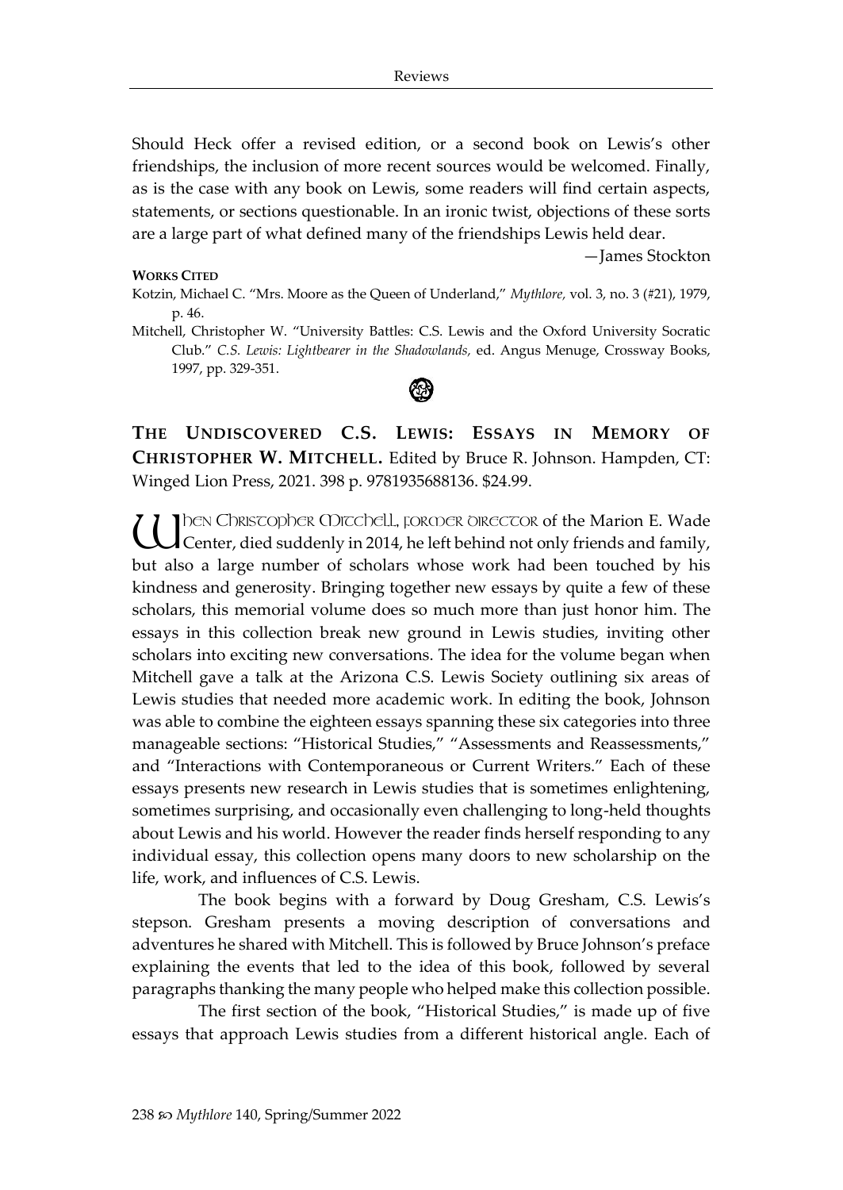Should Heck offer a revised edition, or a second book on Lewis's other friendships, the inclusion of more recent sources would be welcomed. Finally, as is the case with any book on Lewis, some readers will find certain aspects, statements, or sections questionable. In an ironic twist, objections of these sorts are a large part of what defined many of the friendships Lewis held dear.

—James Stockton

**WORKS CITED**

Kotzin, Michael C. "Mrs. Moore as the Queen of Underland," *Mythlore,* vol. 3, no. 3 (#21), 1979, p. 46.

Mitchell, Christopher W. "University Battles: C.S. Lewis and the Oxford University Socratic Club." *C.S. Lewis: Lightbearer in the Shadowlands,* ed. Angus Menuge, Crossway Books, 1997, pp. 329-351.

**THE UNDISCOVERED C.S. LEWIS: ESSAYS IN MEMORY OF CHRISTOPHER W. MITCHELL.** Edited by Bruce R. Johnson. Hampden, CT: Winged Lion Press, 2021. 398 p. 9781935688136. $24.99.

When Christopher Mitchell, former director of the Marion E. Wade Center, died suddenly in 2014, he left behind not only friends and family, but also a large number of scholars whose work had been touched by his kindness and generosity. Bringing together new essays by quite a few of these scholars, this memorial volume does so much more than just honor him. The essays in this collection break new ground in Lewis studies, inviting other scholars into exciting new conversations. The idea for the volume began when Mitchell gave a talk at the Arizona C.S. Lewis Society outlining six areas of Lewis studies that needed more academic work. In editing the book, Johnson was able to combine the eighteen essays spanning these six categories into three manageable sections: "Historical Studies," "Assessments and Reassessments," and "Interactions with Contemporaneous or Current Writers." Each of these essays presents new research in Lewis studies that is sometimes enlightening, sometimes surprising, and occasionally even challenging to long-held thoughts about Lewis and his world. However the reader finds herself responding to any individual essay, this collection opens many doors to new scholarship on the life, work, and influences of C.S. Lewis.

The book begins with a forward by Doug Gresham, C.S. Lewis's stepson. Gresham presents a moving description of conversations and adventures he shared with Mitchell. This is followed by Bruce Johnson's preface explaining the events that led to the idea of this book, followed by several paragraphs thanking the many people who helped make this collection possible.

The first section of the book, "Historical Studies," is made up of five essays that approach Lewis studies from a different historical angle. Each of